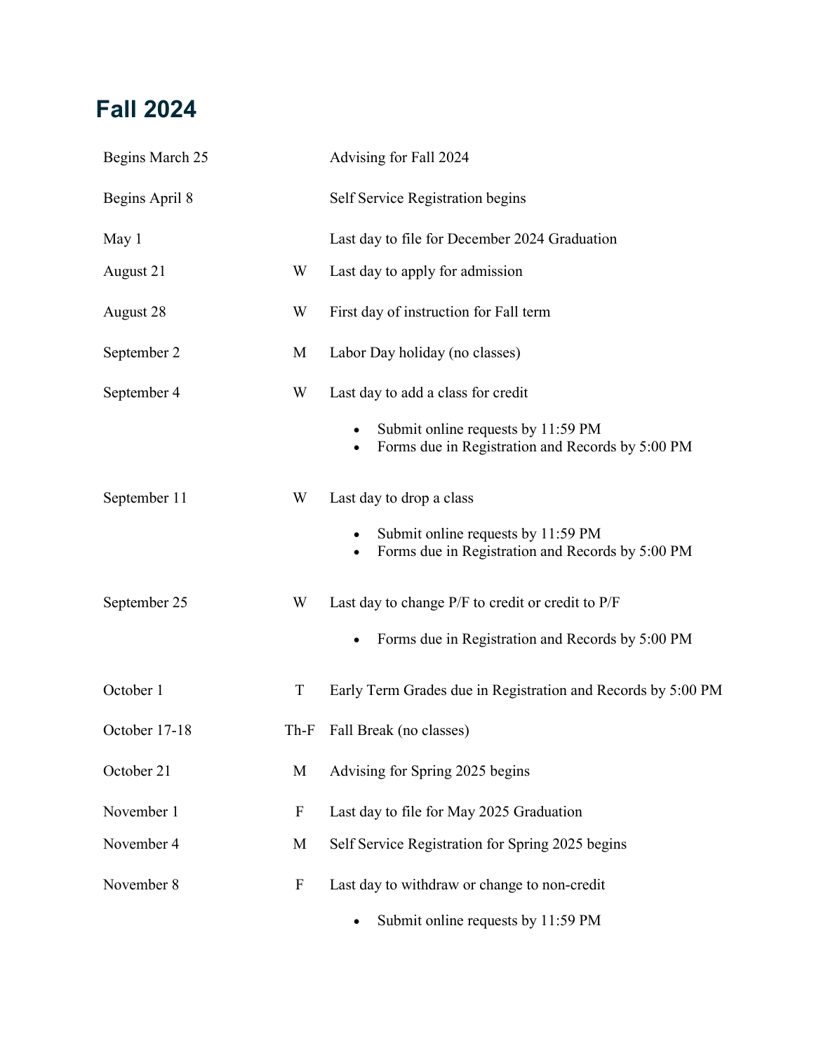## Fall 2024

| Date | Day | Event |
| --- | --- | --- |
| Begins March 25 | | Advising for Fall 2024 |
| Begins April 8 | | Self Service Registration begins |
| May 1 | | Last day to file for December 2024 Graduation |
| August 21 | W | Last day to apply for admission |
| August 28 | W | First day of instruction for Fall term |
| September 2 | M | Labor Day holiday (no classes) |
| September 4 | W | Last day to add a class for credit<br>• Submit online requests by 11:59 PM<br>• Forms due in Registration and Records by 5:00 PM |
| September 11 | W | Last day to drop a class<br>• Submit online requests by 11:59 PM<br>• Forms due in Registration and Records by 5:00 PM |
| September 25 | W | Last day to change P/F to credit or credit to P/F<br>• Forms due in Registration and Records by 5:00 PM |
| October 1 | T | Early Term Grades due in Registration and Records by 5:00 PM |
| October 17-18 | Th-F | Fall Break (no classes) |
| October 21 | M | Advising for Spring 2025 begins |
| November 1 | F | Last day to file for May 2025 Graduation |
| November 4 | M | Self Service Registration for Spring 2025 begins |
| November 8 | F | Last day to withdraw or change to non-credit<br>• Submit online requests by 11:59 PM |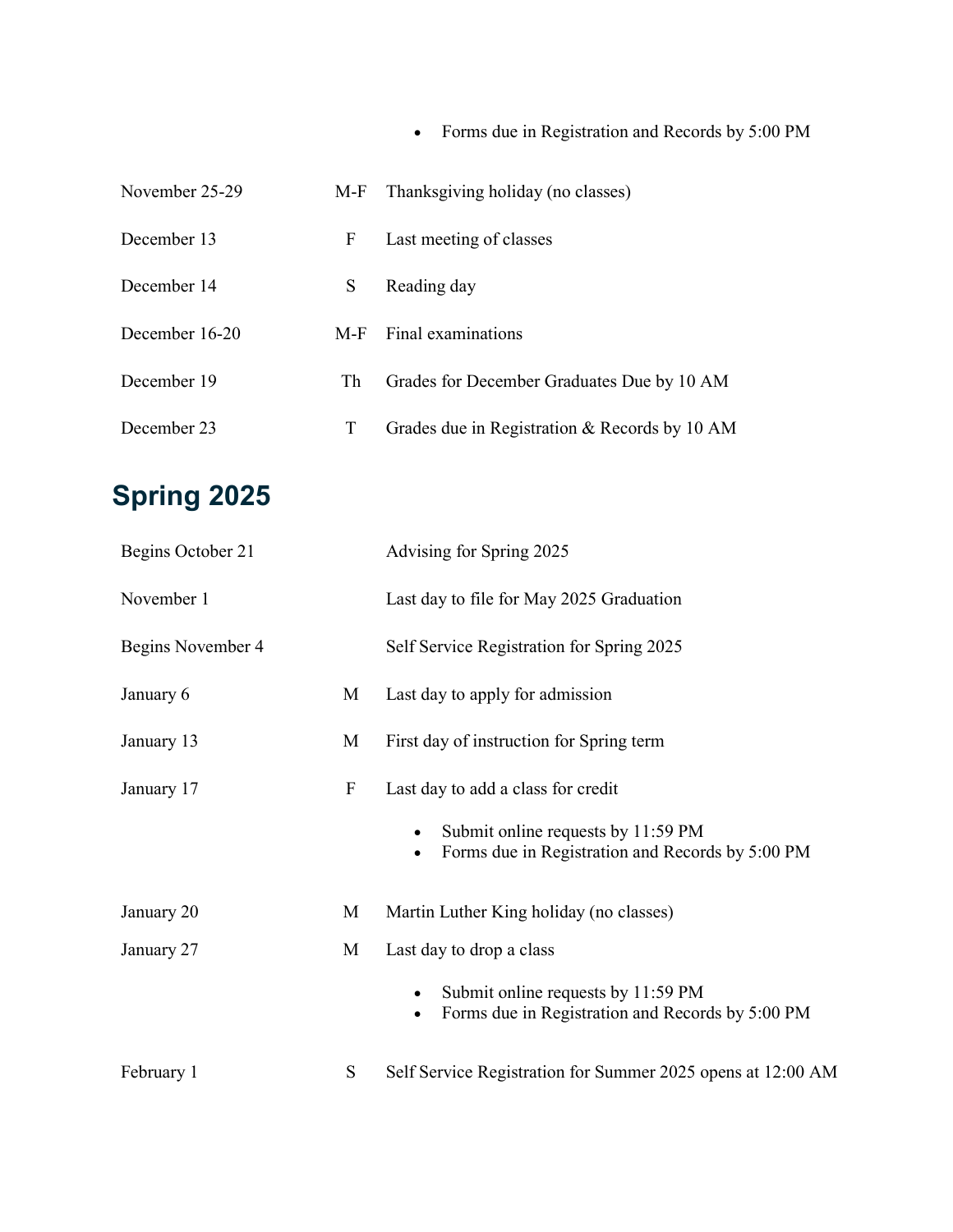- Forms due in Registration and Records by 5:00 PM

| | | |
|---|---|---|
| November 25-29 | M-F | Thanksgiving holiday (no classes) |
| December 13 | F | Last meeting of classes |
| December 14 | S | Reading day |
| December 16-20 | M-F | Final examinations |
| December 19 | Th | Grades for December Graduates Due by 10 AM |
| December 23 | T | Grades due in Registration & Records by 10 AM |

## Spring 2025

| | | |
|---|---|---|
| Begins October 21 | | Advising for Spring 2025 |
| November 1 | | Last day to file for May 2025 Graduation |
| Begins November 4 | | Self Service Registration for Spring 2025 |
| January 6 | M | Last day to apply for admission |
| January 13 | M | First day of instruction for Spring term |
| January 17 | F | Last day to add a class for credit<br>• Submit online requests by 11:59 PM<br>• Forms due in Registration and Records by 5:00 PM |
| January 20 | M | Martin Luther King holiday (no classes) |
| January 27 | M | Last day to drop a class<br>• Submit online requests by 11:59 PM<br>• Forms due in Registration and Records by 5:00 PM |
| February 1 | S | Self Service Registration for Summer 2025 opens at 12:00 AM |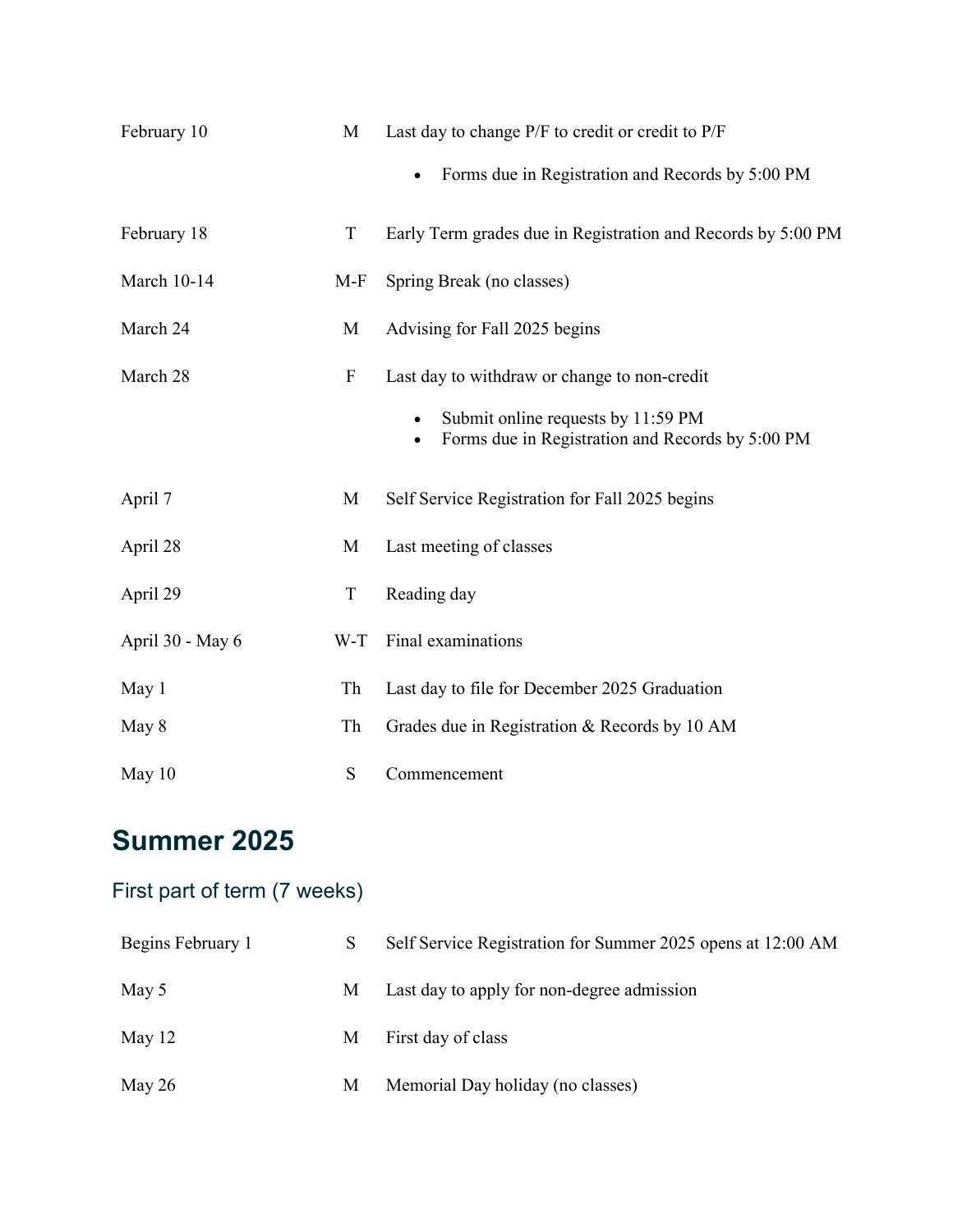| | | |
|---|---|---|
| February 10 | M | Last day to change P/F to credit or credit to P/F<br>• Forms due in Registration and Records by 5:00 PM |
| February 18 | T | Early Term grades due in Registration and Records by 5:00 PM |
| March 10-14 | M-F | Spring Break (no classes) |
| March 24 | M | Advising for Fall 2025 begins |
| March 28 | F | Last day to withdraw or change to non-credit<br>• Submit online requests by 11:59 PM<br>• Forms due in Registration and Records by 5:00 PM |
| April 7 | M | Self Service Registration for Fall 2025 begins |
| April 28 | M | Last meeting of classes |
| April 29 | T | Reading day |
| April 30 - May 6 | W-T | Final examinations |
| May 1 | Th | Last day to file for December 2025 Graduation |
| May 8 | Th | Grades due in Registration & Records by 10 AM |
| May 10 | S | Commencement |

# Summer 2025

## First part of term (7 weeks)

| | | |
|---|---|---|
| Begins February 1 | S | Self Service Registration for Summer 2025 opens at 12:00 AM |
| May 5 | M | Last day to apply for non-degree admission |
| May 12 | M | First day of class |
| May 26 | M | Memorial Day holiday (no classes) |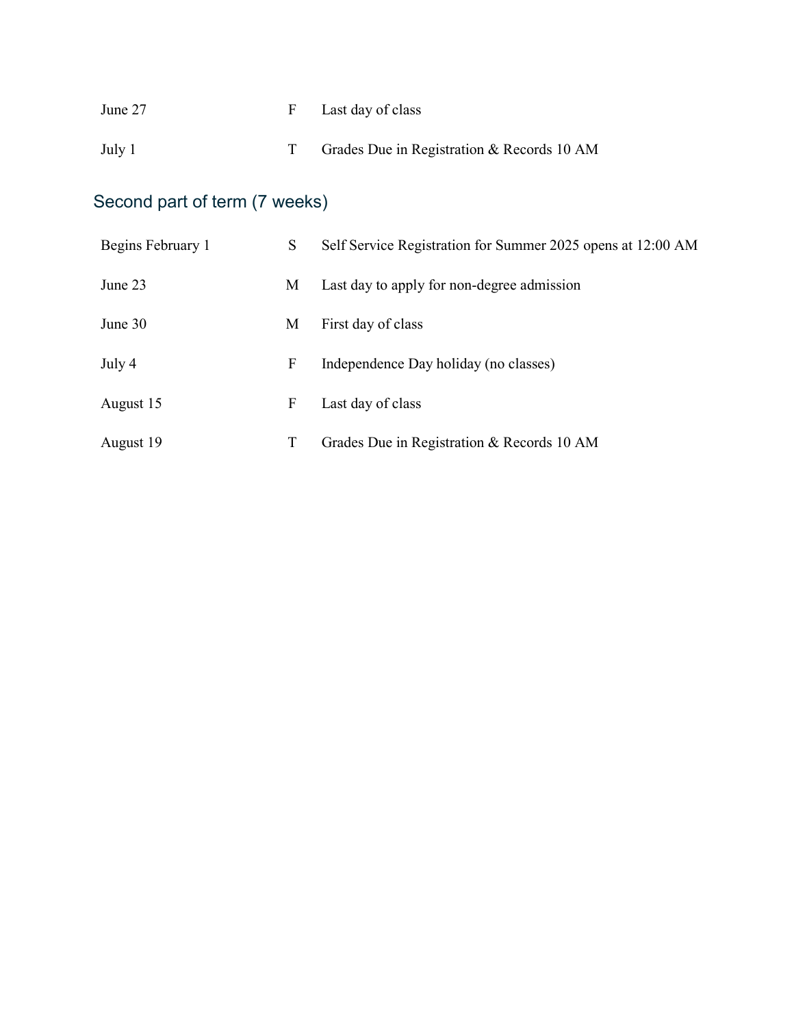| | | |
|---|---|---|
| June 27 | F | Last day of class |
| July 1 | T | Grades Due in Registration & Records 10 AM |

## Second part of term (7 weeks)

| | | |
|---|---|---|
| Begins February 1 | S | Self Service Registration for Summer 2025 opens at 12:00 AM |
| June 23 | M | Last day to apply for non-degree admission |
| June 30 | M | First day of class |
| July 4 | F | Independence Day holiday (no classes) |
| August 15 | F | Last day of class |
| August 19 | T | Grades Due in Registration & Records 10 AM |